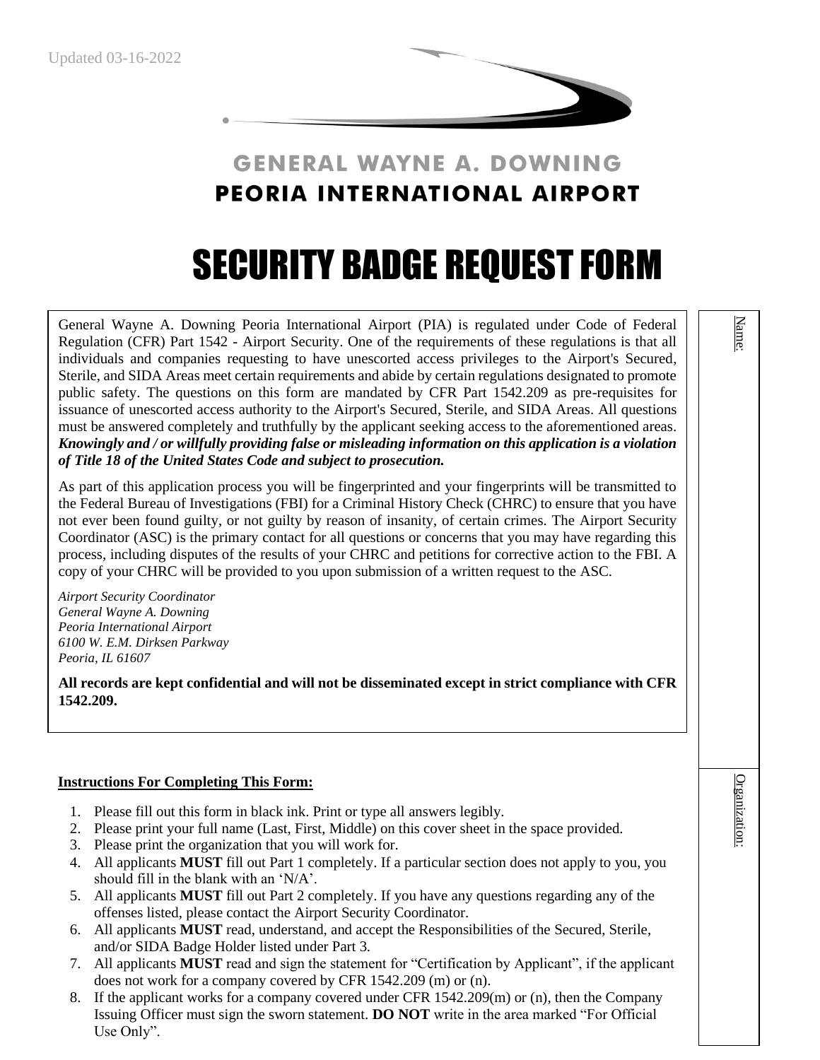Updated 03-16-2022

GENERAL WAYNE A. DOWNING

PEORIA INTERNATIONAL AIRPORT

# SECURITY BADGE REQUEST FORM

General Wayne A. Downing Peoria International Airport (PIA) is regulated under Code of Federal Regulation (CFR) Part 1542 - Airport Security. One of the requirements of these regulations is that all individuals and companies requesting to have unescorted access privileges to the Airport's Secured, Sterile, and SIDA Areas meet certain requirements and abide by certain regulations designated to promote public safety. The questions on this form are mandated by CFR Part 1542.209 as pre-requisites for issuance of unescorted access authority to the Airport's Secured, Sterile, and SIDA Areas. All questions must be answered completely and truthfully by the applicant seeking access to the aforementioned areas. ***Knowingly and / or willfully providing false or misleading information on this application is a violation of Title 18 of the United States Code and subject to prosecution.***

As part of this application process you will be fingerprinted and your fingerprints will be transmitted to the Federal Bureau of Investigations (FBI) for a Criminal History Check (CHRC) to ensure that you have not ever been found guilty, or not guilty by reason of insanity, of certain crimes. The Airport Security Coordinator (ASC) is the primary contact for all questions or concerns that you may have regarding this process, including disputes of the results of your CHRC and petitions for corrective action to the FBI. A copy of your CHRC will be provided to you upon submission of a written request to the ASC.

*Airport Security Coordinator*
*General Wayne A. Downing*
*Peoria International Airport*
*6100 W. E.M. Dirksen Parkway*
*Peoria, IL 61607*

**All records are kept confidential and will not be disseminated except in strict compliance with CFR 1542.209.**

Name:

Organization:

**Instructions For Completing This Form:**

1. Please fill out this form in black ink. Print or type all answers legibly.
2. Please print your full name (Last, First, Middle) on this cover sheet in the space provided.
3. Please print the organization that you will work for.
4. All applicants **MUST** fill out Part 1 completely. If a particular section does not apply to you, you should fill in the blank with an 'N/A'.
5. All applicants **MUST** fill out Part 2 completely. If you have any questions regarding any of the offenses listed, please contact the Airport Security Coordinator.
6. All applicants **MUST** read, understand, and accept the Responsibilities of the Secured, Sterile, and/or SIDA Badge Holder listed under Part 3.
7. All applicants **MUST** read and sign the statement for "Certification by Applicant", if the applicant does not work for a company covered by CFR 1542.209 (m) or (n).
8. If the applicant works for a company covered under CFR 1542.209(m) or (n), then the Company Issuing Officer must sign the sworn statement. **DO NOT** write in the area marked "For Official Use Only".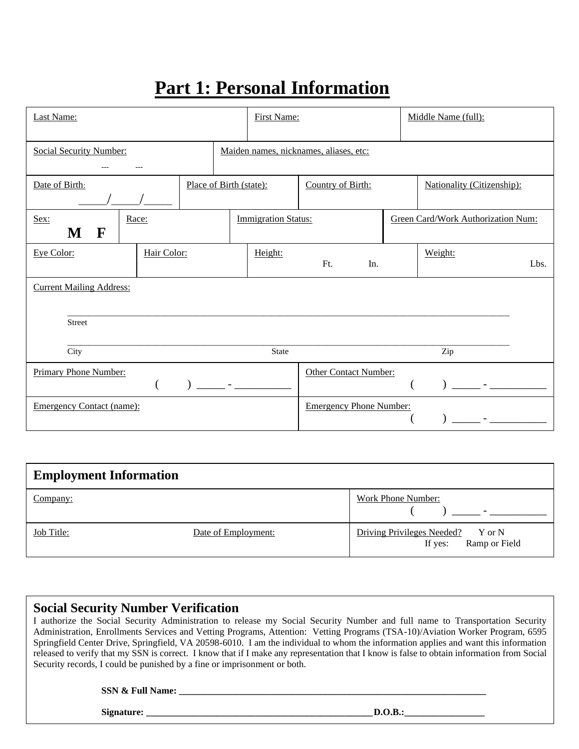# Part 1: Personal Information

| Last Name: | | First Name: | Middle Name (full): |
|---|---|---|---|
| Social Security Number: --- --- | Maiden names, nicknames, aliases, etc: | | |
| Date of Birth: _____/_____/_____ | Place of Birth (state): | Country of Birth: | Nationality (Citizenship): |
| Sex: **M F** | Race: | Immigration Status: | Green Card/Work Authorization Num: |
| Eye Color: | Hair Color: | Height: Ft. In. | Weight: Lbs. |

Current Mailing Address:

______________________________________________________________________________
Street

______________________________________________________________________________
City State Zip

| Primary Phone Number: ( ) _____ - __________ | Other Contact Number: ( ) _____ - __________ |
|---|---|
| Emergency Contact (name): | Emergency Phone Number: ( ) _____ - __________ |

## Employment Information

| Company: | | Work Phone Number: ( ) _____ - __________ |
|---|---|---|
| Job Title: | Date of Employment: | Driving Privileges Needed? Y or N<br>If yes: Ramp or Field |

## Social Security Number Verification

I authorize the Social Security Administration to release my Social Security Number and full name to Transportation Security Administration, Enrollments Services and Vetting Programs, Attention: Vetting Programs (TSA-10)/Aviation Worker Program, 6595 Springfield Center Drive, Springfield, VA 20598-6010. I am the individual to whom the information applies and want this information released to verify that my SSN is correct. I know that if I make any representation that I know is false to obtain information from Social Security records, I could be punished by a fine or imprisonment or both.

**SSN & Full Name: ______________________________________________________________________**

**Signature: _________________________________________________D.O.B.:_________________**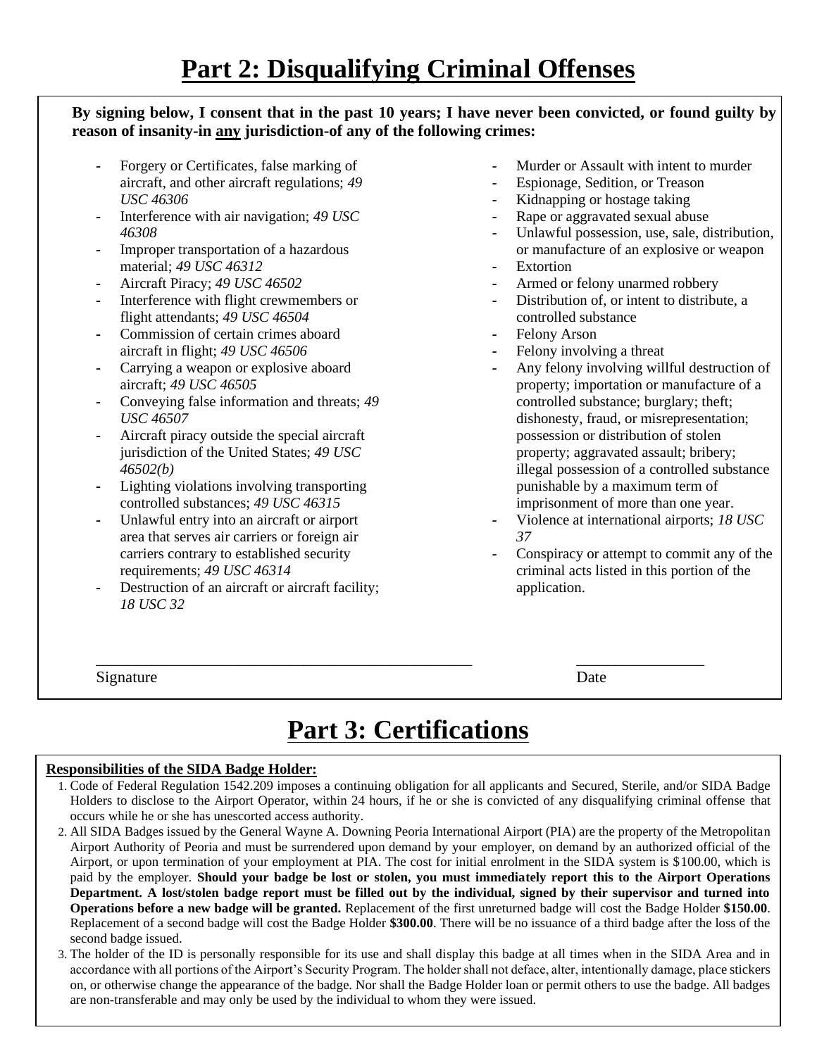# Part 2: Disqualifying Criminal Offenses

**By signing below, I consent that in the past 10 years; I have never been convicted, or found guilty by reason of insanity-in any jurisdiction-of any of the following crimes:**

- Forgery or Certificates, false marking of aircraft, and other aircraft regulations; *49 USC 46306*
- Interference with air navigation; *49 USC 46308*
- Improper transportation of a hazardous material; *49 USC 46312*
- Aircraft Piracy; *49 USC 46502*
- Interference with flight crewmembers or flight attendants; *49 USC 46504*
- Commission of certain crimes aboard aircraft in flight; *49 USC 46506*
- Carrying a weapon or explosive aboard aircraft; *49 USC 46505*
- Conveying false information and threats; *49 USC 46507*
- Aircraft piracy outside the special aircraft jurisdiction of the United States; *49 USC 46502(b)*
- Lighting violations involving transporting controlled substances; *49 USC 46315*
- Unlawful entry into an aircraft or airport area that serves air carriers or foreign air carriers contrary to established security requirements; *49 USC 46314*
- Destruction of an aircraft or aircraft facility; *18 USC 32*
- Murder or Assault with intent to murder
- Espionage, Sedition, or Treason
- Kidnapping or hostage taking
- Rape or aggravated sexual abuse
- Unlawful possession, use, sale, distribution, or manufacture of an explosive or weapon
- Extortion
- Armed or felony unarmed robbery
- Distribution of, or intent to distribute, a controlled substance
- Felony Arson
- Felony involving a threat
- Any felony involving willful destruction of property; importation or manufacture of a controlled substance; burglary; theft; dishonesty, fraud, or misrepresentation; possession or distribution of stolen property; aggravated assault; bribery; illegal possession of a controlled substance punishable by a maximum term of imprisonment of more than one year.
- Violence at international airports; *18 USC 37*
- Conspiracy or attempt to commit any of the criminal acts listed in this portion of the application.

\_\_\_\_\_\_\_\_\_\_\_\_\_\_\_\_\_\_\_\_\_\_\_\_\_\_\_\_\_\_\_\_\_\_\_\_\_\_\_\_\_\_\_\_ \_\_\_\_\_\_\_\_\_\_\_\_\_\_\_\_

Signature Date

# Part 3: Certifications

**Responsibilities of the SIDA Badge Holder:**

1. Code of Federal Regulation 1542.209 imposes a continuing obligation for all applicants and Secured, Sterile, and/or SIDA Badge Holders to disclose to the Airport Operator, within 24 hours, if he or she is convicted of any disqualifying criminal offense that occurs while he or she has unescorted access authority.
2. All SIDA Badges issued by the General Wayne A. Downing Peoria International Airport (PIA) are the property of the Metropolitan Airport Authority of Peoria and must be surrendered upon demand by your employer, on demand by an authorized official of the Airport, or upon termination of your employment at PIA. The cost for initial enrolment in the SIDA system is $100.00, which is paid by the employer. **Should your badge be lost or stolen, you must immediately report this to the Airport Operations Department. A lost/stolen badge report must be filled out by the individual, signed by their supervisor and turned into Operations before a new badge will be granted.** Replacement of the first unreturned badge will cost the Badge Holder **$150.00**. Replacement of a second badge will cost the Badge Holder **$300.00**. There will be no issuance of a third badge after the loss of the second badge issued.
3. The holder of the ID is personally responsible for its use and shall display this badge at all times when in the SIDA Area and in accordance with all portions of the Airport's Security Program. The holder shall not deface, alter, intentionally damage, place stickers on, or otherwise change the appearance of the badge. Nor shall the Badge Holder loan or permit others to use the badge. All badges are non-transferable and may only be used by the individual to whom they were issued.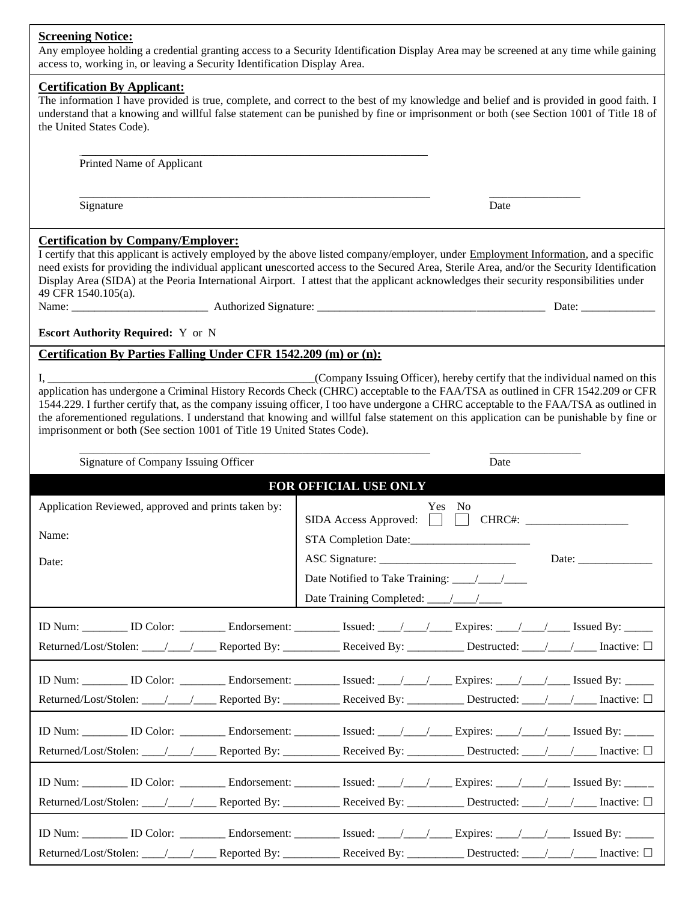**Screening Notice:**
Any employee holding a credential granting access to a Security Identification Display Area may be screened at any time while gaining access to, working in, or leaving a Security Identification Display Area.

**Certification By Applicant:**
The information I have provided is true, complete, and correct to the best of my knowledge and belief and is provided in good faith. I understand that a knowing and willful false statement can be punished by fine or imprisonment or both (see Section 1001 of Title 18 of the United States Code).

\_\_\_\_\_\_\_\_\_\_\_\_\_\_\_\_\_\_\_\_\_\_\_\_\_\_\_\_\_\_\_\_\_\_\_\_\_\_\_\_\_\_\_\_\_\_\_\_\_\_
Printed Name of Applicant

\_\_\_\_\_\_\_\_\_\_\_\_\_\_\_\_\_\_\_\_\_\_\_\_\_\_\_\_\_\_\_\_\_\_\_\_\_\_\_\_\_\_\_\_\_\_\_\_\_\_ \_\_\_\_\_\_\_\_\_\_\_\_\_\_\_\_
Signature Date

**Certification by Company/Employer:**
I certify that this applicant is actively employed by the above listed company/employer, under Employment Information, and a specific need exists for providing the individual applicant unescorted access to the Secured Area, Sterile Area, and/or the Security Identification Display Area (SIDA) at the Peoria International Airport. I attest that the applicant acknowledges their security responsibilities under 49 CFR 1540.105(a).
Name: \_\_\_\_\_\_\_\_\_\_\_\_\_\_\_\_\_\_\_\_\_\_\_\_ Authorized Signature: \_\_\_\_\_\_\_\_\_\_\_\_\_\_\_\_\_\_\_\_\_\_\_\_\_\_\_\_\_\_\_\_\_\_\_\_\_\_\_\_ Date: \_\_\_\_\_\_\_\_\_\_\_\_\_

**Escort Authority Required:** Y or N

**Certification By Parties Falling Under CFR 1542.209 (m) or (n):**

I, \_\_\_\_\_\_\_\_\_\_\_\_\_\_\_\_\_\_\_\_\_\_\_\_\_\_\_\_\_\_\_\_\_\_\_\_\_\_\_\_\_\_\_\_\_\_(Company Issuing Officer), hereby certify that the individual named on this application has undergone a Criminal History Records Check (CHRC) acceptable to the FAA/TSA as outlined in CFR 1542.209 or CFR 1544.229. I further certify that, as the company issuing officer, I too have undergone a CHRC acceptable to the FAA/TSA as outlined in the aforementioned regulations. I understand that knowing and willful false statement on this application can be punishable by fine or imprisonment or both (See section 1001 of Title 19 United States Code).

\_\_\_\_\_\_\_\_\_\_\_\_\_\_\_\_\_\_\_\_\_\_\_\_\_\_\_\_\_\_\_\_\_\_\_\_\_\_\_\_\_\_\_\_\_\_\_\_\_\_ \_\_\_\_\_\_\_\_\_\_\_\_\_\_\_\_
Signature of Company Issuing Officer Date

## FOR OFFICIAL USE ONLY

| | |
|---|---|
| Application Reviewed, approved and prints taken by:<br><br>Name:<br><br>Date: | SIDA Access Approved: Yes ☐ No ☐ CHRC#: \_\_\_\_\_\_\_\_\_\_\_\_\_\_\_\_\_\_<br>STA Completion Date:\_\_\_\_\_\_\_\_\_\_\_\_\_\_\_\_\_\_\_\_\_<br>ASC Signature: \_\_\_\_\_\_\_\_\_\_\_\_\_\_\_\_\_\_\_\_\_\_\_\_\_ Date: \_\_\_\_\_\_\_\_\_\_\_\_\_<br>Date Notified to Take Training: \_\_\_\_/\_\_\_\_/\_\_\_\_<br>Date Training Completed: \_\_\_\_/\_\_\_\_/\_\_\_\_ |

ID Num: \_\_\_\_\_\_\_\_ ID Color: \_\_\_\_\_\_\_\_ Endorsement: \_\_\_\_\_\_\_\_ Issued: \_\_\_\_/\_\_\_\_/\_\_\_\_ Expires: \_\_\_\_/\_\_\_\_/\_\_\_\_ Issued By: \_\_\_\_\_
Returned/Lost/Stolen: \_\_\_\_/\_\_\_\_/\_\_\_\_ Reported By: \_\_\_\_\_\_\_\_\_\_ Received By: \_\_\_\_\_\_\_\_\_\_ Destructed: \_\_\_\_/\_\_\_\_/\_\_\_\_ Inactive: ☐

ID Num: \_\_\_\_\_\_\_\_ ID Color: \_\_\_\_\_\_\_\_ Endorsement: \_\_\_\_\_\_\_\_ Issued: \_\_\_\_/\_\_\_\_/\_\_\_\_ Expires: \_\_\_\_/\_\_\_\_/\_\_\_\_ Issued By: \_\_\_\_\_
Returned/Lost/Stolen: \_\_\_\_/\_\_\_\_/\_\_\_\_ Reported By: \_\_\_\_\_\_\_\_\_\_ Received By: \_\_\_\_\_\_\_\_\_\_ Destructed: \_\_\_\_/\_\_\_\_/\_\_\_\_ Inactive: ☐

ID Num: \_\_\_\_\_\_\_\_ ID Color: \_\_\_\_\_\_\_\_ Endorsement: \_\_\_\_\_\_\_\_ Issued: \_\_\_\_/\_\_\_\_/\_\_\_\_ Expires: \_\_\_\_/\_\_\_\_/\_\_\_\_ Issued By: \_\_\_\_\_
Returned/Lost/Stolen: \_\_\_\_/\_\_\_\_/\_\_\_\_ Reported By: \_\_\_\_\_\_\_\_\_\_ Received By: \_\_\_\_\_\_\_\_\_\_ Destructed: \_\_\_\_/\_\_\_\_/\_\_\_\_ Inactive: ☐

ID Num: \_\_\_\_\_\_\_\_ ID Color: \_\_\_\_\_\_\_\_ Endorsement: \_\_\_\_\_\_\_\_ Issued: \_\_\_\_/\_\_\_\_/\_\_\_\_ Expires: \_\_\_\_/\_\_\_\_/\_\_\_\_ Issued By: \_\_\_\_\_
Returned/Lost/Stolen: \_\_\_\_/\_\_\_\_/\_\_\_\_ Reported By: \_\_\_\_\_\_\_\_\_\_ Received By: \_\_\_\_\_\_\_\_\_\_ Destructed: \_\_\_\_/\_\_\_\_/\_\_\_\_ Inactive: ☐

ID Num: \_\_\_\_\_\_\_\_ ID Color: \_\_\_\_\_\_\_\_ Endorsement: \_\_\_\_\_\_\_\_ Issued: \_\_\_\_/\_\_\_\_/\_\_\_\_ Expires: \_\_\_\_/\_\_\_\_/\_\_\_\_ Issued By: \_\_\_\_\_
Returned/Lost/Stolen: \_\_\_\_/\_\_\_\_/\_\_\_\_ Reported By: \_\_\_\_\_\_\_\_\_\_ Received By: \_\_\_\_\_\_\_\_\_\_ Destructed: \_\_\_\_/\_\_\_\_/\_\_\_\_ Inactive: ☐